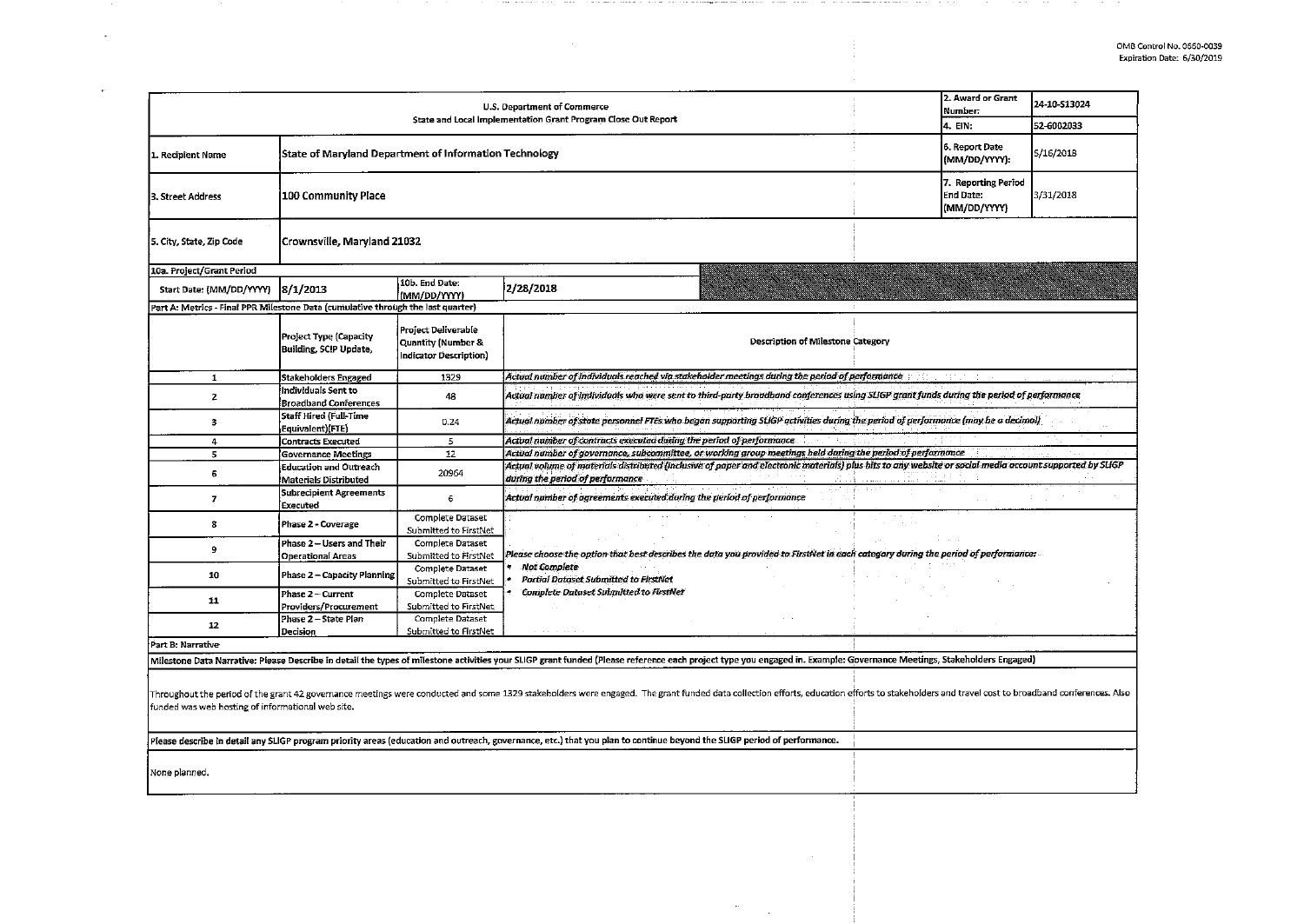OMB Control No. 0660-0039
Expiration Date: 6/30/2019

| U.S. Department of Commerce<br>State and Local Implementation Grant Program Close Out Report | | | 2. Award or Grant Number: | 24-10-S13024 |
|---|---|---|---|---|
| | | | 4. EIN: | 52-6002033 |
| 1. Recipient Name | State of Maryland Department of Information Technology | | 6. Report Date (MM/DD/YYYY): | 5/16/2018 |
| 3. Street Address | 100 Community Place | | 7. Reporting Period End Date: (MM/DD/YYYY) | 3/31/2018 |
| 5. City, State, Zip Code | Crownsville, Maryland 21032 | | | |
| 10a. Project/Grant Period | | | | |
| Start Date: (MM/DD/YYYY) | 8/1/2013 | 10b. End Date: (MM/DD/YYYY) | 2/28/2018 | |

**Part A: Metrics - Final PPR Milestone Data (cumulative through the last quarter)**

| | Project Type (Capacity Building, SCIP Update, | Project Deliverable Quantity (Number & Indicator Description) | Description of Milestone Category |
|---|---|---|---|
| 1 | Stakeholders Engaged | 1329 | *Actual number of individuals reached via stakeholder meetings during the period of performance* |
| 2 | Individuals Sent to Broadband Conferences | 48 | *Actual number of individuals who were sent to third-party broadband conferences using SLIGP grant funds during the period of performance* |
| 3 | Staff Hired (Full-Time Equivalent)(FTE) | 0.24 | *Actual number of state personnel FTEs who began supporting SLIGP activities during the period of performance (may be a decimal)* |
| 4 | Contracts Executed | 5 | *Actual number of contracts executed during the period of performance* |
| 5 | Governance Meetings | 12 | *Actual number of governance, subcommittee, or working group meetings held during the period of performance* |
| 6 | Education and Outreach Materials Distributed | 20964 | *Actual volume of materials distributed (inclusive of paper and electronic materials) plus hits to any website or social media account supported by SLIGP during the period of performance* |
| 7 | Subrecipient Agreements Executed | 6 | *Actual number of agreements executed during the period of performance* |
| 8 | Phase 2 - Coverage | Complete Dataset Submitted to FirstNet | *Please choose the option that best describes the data you provided to FirstNet in each category during the period of performance:*<br>* *Not Complete*<br>* *Partial Dataset Submitted to FirstNet*<br>* *Complete Dataset Submitted to FirstNet* |
| 9 | Phase 2 – Users and Their Operational Areas | Complete Dataset Submitted to FirstNet | |
| 10 | Phase 2 – Capacity Planning | Complete Dataset Submitted to FirstNet | |
| 11 | Phase 2 – Current Providers/Procurement | Complete Dataset Submitted to FirstNet | |
| 12 | Phase 2 – State Plan Decision | Complete Dataset Submitted to FirstNet | |

**Part B: Narrative**

**Milestone Data Narrative: Please Describe in detail the types of milestone activities your SLIGP grant funded (Please reference each project type you engaged in. Example: Governance Meetings, Stakeholders Engaged)**

Throughout the period of the grant 42 governance meetings were conducted and some 1329 stakeholders were engaged. The grant funded data collection efforts, education efforts to stakeholders and travel cost to broadband conferences. Also funded was web hosting of informational web site.

**Please describe in detail any SLIGP program priority areas (education and outreach, governance, etc.) that you plan to continue beyond the SLIGP period of performance.**

None planned.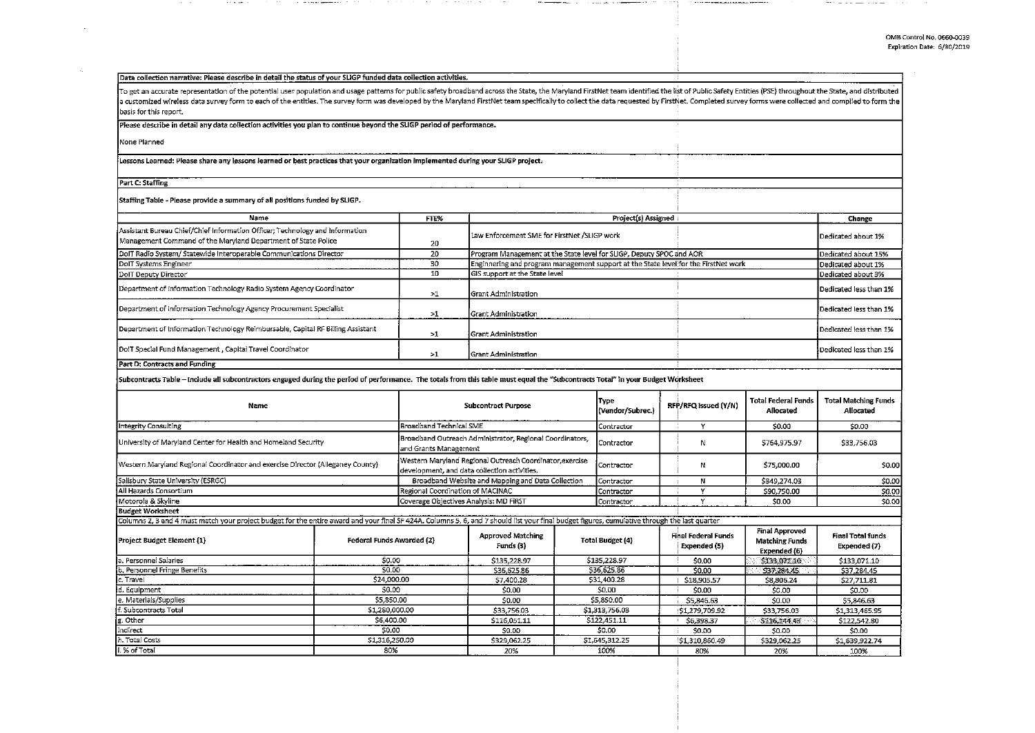Data collection narrative: Please describe in detail the status of your SLIGP funded data collection activities.

To get an accurate representation of the potential user population and usage patterns for public safety broadband across the State, the Maryland FirstNet team identified the list of Public Safety Entities (PSE) throughout the State, and distributed a customized wireless data survey form to each of the entities. The survey form was developed by the Maryland FirstNet team specifically to collect the data requested by FirstNet. Completed survey forms were collected and compiled to form the basis for this report.

Please describe in detail any data collection activities you plan to continue beyond the SLIGP period of performance.

None Planned

Lessons Learned: Please share any lessons learned or best practices that your organization implemented during your SLIGP project.

## Part C: Staffing

Staffing Table - Please provide a summary of all positions funded by SLIGP.

| Name | FTE% | Project(s) Assigned | Change |
|---|---|---|---|
| Assistant Bureau Chief/Chief Information Officer; Technology and Information Management Command of the Maryland Department of State Police | 20 | Law Enforcement SME for FirstNet /SLIGP work | Dedicated about 1% |
| DoIT Radio System/ Statewide Interoperable Communications Director | 20 | Program Management at the State level for SLIGP, Deputy SPOC and AOR | Dedicated about 15% |
| DoIT Systems Engineer | 30 | Engineering and program management support at the State level for the FirstNet work | Dedicated about 1% |
| DoIT Deputy Director | 10 | GIS support at the State level | Dedicated about 3% |
| Department of Information Technology Radio System Agency Coordinator | >1 | Grant Administration | Dedicated less than 1% |
| Department of Information Technology Agency Procurement Specialist | >1 | Grant Administration | Dedicated less than 1% |
| Department of Information Technology Reimbursable, Capital RF Billing Assistant | >1 | Grant Administration | Dedicated less than 1% |
| DoIT Special Fund Management , Capital Travel Coordinator | >1 | Grant Administration | Dedicated less than 1% |

## Part D: Contracts and Funding

Subcontracts Table – Include all subcontractors engaged during the period of performance. The totals from this table must equal the "Subcontracts Total" in your Budget Worksheet

| Name | Subcontract Purpose | Type (Vendor/Subrec.) | RFP/RFQ Issued (Y/N) | Total Federal Funds Allocated | Total Matching Funds Allocated |
|---|---|---|---|---|---|
| Integrity Consulting | Broadband Technical SME | Contractor | Y | $0.00 | $0.00 |
| University of Maryland Center for Health and Homeland Security | Broadband Outreach Administrator, Regional Coordinators, and Grants Management | Contractor | N | $764,975.97 | $33,756.03 |
| Western Maryland Regional Coordinator and exercise Director (Allegeney County) | Western Maryland Regional Outreach Coordinator,exercise development, and data collection activities. | Contractor | N | $75,000.00 | $0.00 |
| Salisbury State University (ESRGC) | Broadband Website and Mapping and Data Collection | Contractor | N | $349,274.03 | $0.00 |
| All Hazards Consortium | Regional Coordination of MACINAC | Contractor | Y | $90,750.00 | $0.00 |
| Motorola & Skyline | Coverage Objectives Analysis: MD FIRST | Contractor | Y | $0.00 | $0.00 |

**Budget Worksheet**

Columns 2, 3 and 4 must match your project budget for the entire award and your final SF 424A. Columns 5, 6, and 7 should list your final budget figures, cumulative through the last quarter

| Project Budget Element (1) | Federal Funds Awarded (2) | Approved Matching Funds (3) | Total Budget (4) | Final Federal Funds Expended (5) | Final Approved Matching Funds Expended (6) | Final Total funds Expended (7) |
|---|---|---|---|---|---|---|
| a. Personnel Salaries | $0.00 | $135,228.97 | $135,228.97 | $0.00 | $133,071.10 | $133,071.10 |
| b. Personnel Fringe Benefits | $0.00 | $36,625.86 | $36,625.86 | $0.00 | $37,284.45 | $37,284.45 |
| c. Travel | $24,000.00 | $7,400.28 | $31,400.28 | $18,905.57 | $8,806.24 | $27,711.81 |
| d. Equipment | $0.00 | $0.00 | $0.00 | $0.00 | $0.00 | $0.00 |
| e. Materials/Supplies | $5,850.00 | $0.00 | $5,850.00 | $5,846.63 | $0.00 | $5,846.63 |
| f. Subcontracts Total | $1,280,000.00 | $33,756.03 | $1,313,756.03 | $1,279,709.92 | $33,756.03 | $1,313,465.95 |
| g. Other | $6,400.00 | $116,051.11 | $122,451.11 | $6,398.37 | $116,144.43 | $122,542.80 |
| Indirect | $0.00 | $0.00 | $0.00 | $0.00 | $0.00 | $0.00 |
| h. Total Costs | $1,316,250.00 | $329,062.25 | $1,645,312.25 | $1,310,860.49 | $329,062.25 | $1,639,922.74 |
| i. % of Total | 80% | 20% | 100% | 80% | 20% | 100% |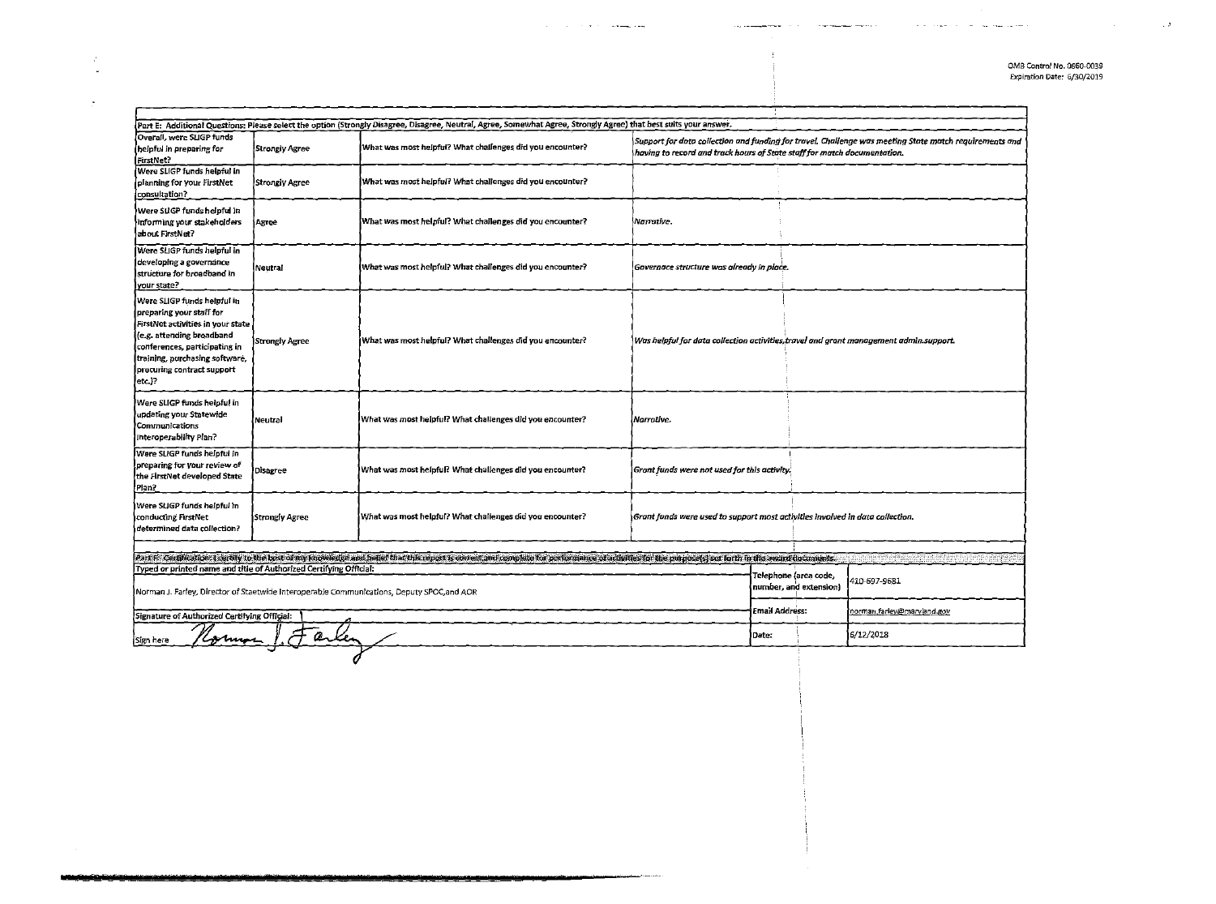OMB Control No. 0660-0039
Expiration Date: 6/30/2019

| Part E: Additional Questions: Please select the option (Strongly Disagree, Disagree, Neutral, Agree, Somewhat Agree, Strongly Agree) that best suits your answer. | | | |
|---|---|---|---|
| Overall, were SLIGP funds helpful in preparing for FirstNet? | Strongly Agree | What was most helpful? What challenges did you encounter? | *Support for data collection and funding for travel. Challenge was meeting State match requirements and having to record and track hours of State staff for match documentation.* |
| Were SLIGP funds helpful in planning for your FirstNet consultation? | Strongly Agree | What was most helpful? What challenges did you encounter? | |
| Were SLIGP funds helpful in informing your stakeholders about FirstNet? | Agree | What was most helpful? What challenges did you encounter? | *Narrative.* |
| Were SLIGP funds helpful in developing a governance structure for broadband in your state? | Neutral | What was most helpful? What challenges did you encounter? | *Governace structure was already in place.* |
| Were SLIGP funds helpful in preparing your staff for FirstNet activities in your state (e.g. attending broadband conferences, participating in training, purchasing software, procuring contract support etc.)? | Strongly Agree | What was most helpful? What challenges did you encounter? | *Was helpful for data collection activities,travel and grant management admin.support.* |
| Were SLIGP funds helpful in updating your Statewide Communications Interoperability Plan? | Neutral | What was most helpful? What challenges did you encounter? | *Narrative.* |
| Were SLIGP funds helpful in preparing for your review of the FirstNet developed State Plan? | Disagree | What was most helpful? What challenges did you encounter? | *Grant funds were not used for this activity.* |
| Were SLIGP funds helpful in conducting FirstNet determined data collection? | Strongly Agree | What was most helpful? What challenges did you encounter? | *Grant funds were used to support most activities involved in data collection.* |

| Part F: Certification: I certify to the best of my knowledge and belief that this report is correct and complete for performance of activities for the purpose(s) set forth in the award documents. | | |
|---|---|---|
| Typed or printed name and title of Authorized Certifying Official: Norman J. Farley, Director of Staetwide Interoperable Communications, Deputy SPOC,and AOR | Telephone (area code, number, and extension) | 410-697-9681 |
| | Email Address: | norman.farley@maryland.gov |
| Signature of Authorized Certifying Official: Sign here Norman J. Farley | Date: | 6/12/2018 |